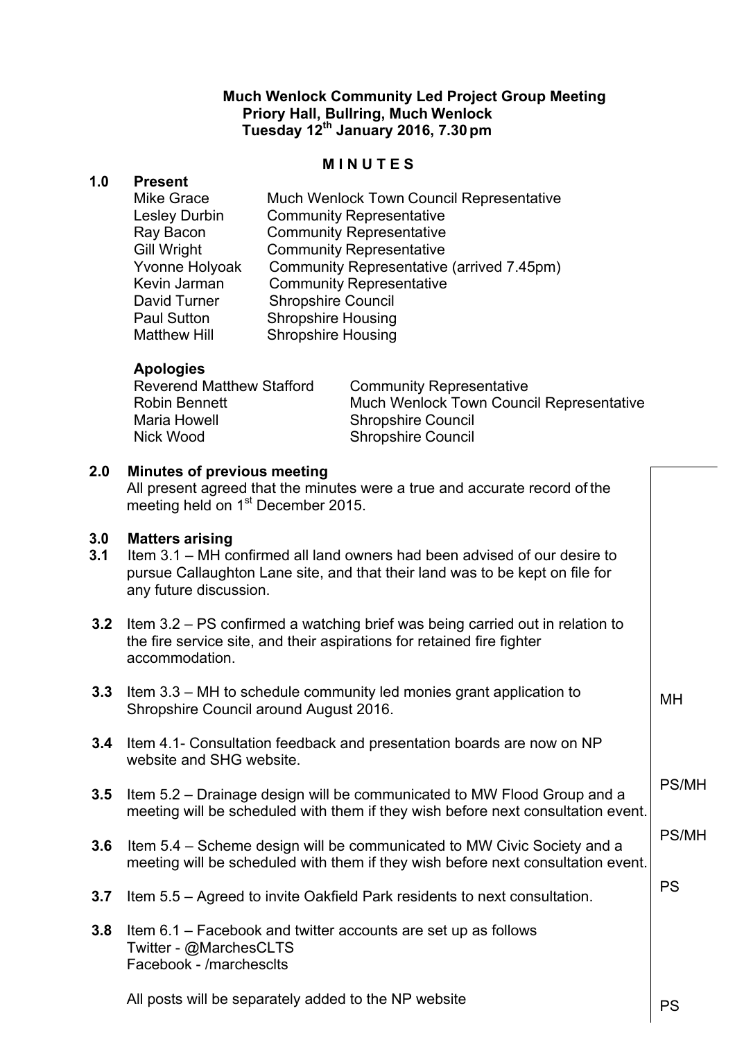**Much Wenlock Community Led Project Group Meeting**
**Priory Hall, Bullring, Much Wenlock**
**Tuesday 12th January 2016, 7.30 pm**

**M I N U T E S**

## 1.0 Present

| | |
|---|---|
| Mike Grace | Much Wenlock Town Council Representative |
| Lesley Durbin | Community Representative |
| Ray Bacon | Community Representative |
| Gill Wright | Community Representative |
| Yvonne Holyoak | Community Representative (arrived 7.45pm) |
| Kevin Jarman | Community Representative |
| David Turner | Shropshire Council |
| Paul Sutton | Shropshire Housing |
| Matthew Hill | Shropshire Housing |

### Apologies

| | |
|---|---|
| Reverend Matthew Stafford | Community Representative |
| Robin Bennett | Much Wenlock Town Council Representative |
| Maria Howell | Shropshire Council |
| Nick Wood | Shropshire Council |

## 2.0 Minutes of previous meeting

All present agreed that the minutes were a true and accurate record of the meeting held on 1st December 2015.

## 3.0 Matters arising

| | | |
|---|---|---|
| **3.1** | Item 3.1 – MH confirmed all land owners had been advised of our desire to pursue Callaughton Lane site, and that their land was to be kept on file for any future discussion. | |
| **3.2** | Item 3.2 – PS confirmed a watching brief was being carried out in relation to the fire service site, and their aspirations for retained fire fighter accommodation. | |
| **3.3** | Item 3.3 – MH to schedule community led monies grant application to Shropshire Council around August 2016. | MH |
| **3.4** | Item 4.1- Consultation feedback and presentation boards are now on NP website and SHG website. | |
| **3.5** | Item 5.2 – Drainage design will be communicated to MW Flood Group and a meeting will be scheduled with them if they wish before next consultation event. | PS/MH |
| **3.6** | Item 5.4 – Scheme design will be communicated to MW Civic Society and a meeting will be scheduled with them if they wish before next consultation event. | PS/MH |
| **3.7** | Item 5.5 – Agreed to invite Oakfield Park residents to next consultation. | PS |
| **3.8** | Item 6.1 – Facebook and twitter accounts are set up as follows<br>Twitter - @MarchesCLTS<br>Facebook - /marchesclts<br><br>All posts will be separately added to the NP website | PS |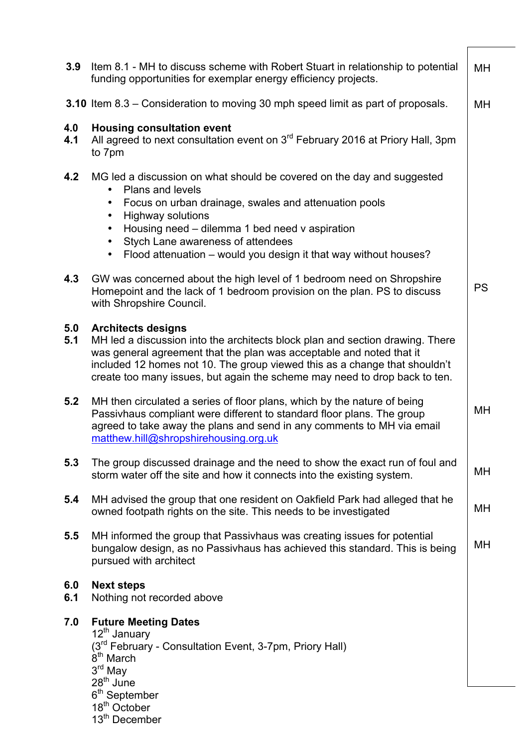| | | |
|---|---|---|
| **3.9** | Item 8.1 - MH to discuss scheme with Robert Stuart in relationship to potential funding opportunities for exemplar energy efficiency projects. | MH |
| **3.10** | Item 8.3 – Consideration to moving 30 mph speed limit as part of proposals. | MH |
| **4.0** | **Housing consultation event** | |
| **4.1** | All agreed to next consultation event on 3rd February 2016 at Priory Hall, 3pm to 7pm | |
| **4.2** | MG led a discussion on what should be covered on the day and suggested<br>• Plans and levels<br>• Focus on urban drainage, swales and attenuation pools<br>• Highway solutions<br>• Housing need – dilemma 1 bed need v aspiration<br>• Stych Lane awareness of attendees<br>• Flood attenuation – would you design it that way without houses? | |
| **4.3** | GW was concerned about the high level of 1 bedroom need on Shropshire Homepoint and the lack of 1 bedroom provision on the plan. PS to discuss with Shropshire Council. | PS |
| **5.0** | **Architects designs** | |
| **5.1** | MH led a discussion into the architects block plan and section drawing. There was general agreement that the plan was acceptable and noted that it included 12 homes not 10. The group viewed this as a change that shouldn't create too many issues, but again the scheme may need to drop back to ten. | |
| **5.2** | MH then circulated a series of floor plans, which by the nature of being Passivhaus compliant were different to standard floor plans. The group agreed to take away the plans and send in any comments to MH via email matthew.hill@shropshirehousing.org.uk | MH |
| **5.3** | The group discussed drainage and the need to show the exact run of foul and storm water off the site and how it connects into the existing system. | MH |
| **5.4** | MH advised the group that one resident on Oakfield Park had alleged that he owned footpath rights on the site. This needs to be investigated | MH |
| **5.5** | MH informed the group that Passivhaus was creating issues for potential bungalow design, as no Passivhaus has achieved this standard. This is being pursued with architect | MH |
| **6.0** | **Next steps** | |
| **6.1** | Nothing not recorded above | |
| **7.0** | **Future Meeting Dates**<br>12th January<br>(3rd February - Consultation Event, 3-7pm, Priory Hall)<br>8th March<br>3rd May<br>28th June<br>6th September<br>18th October<br>13th December | |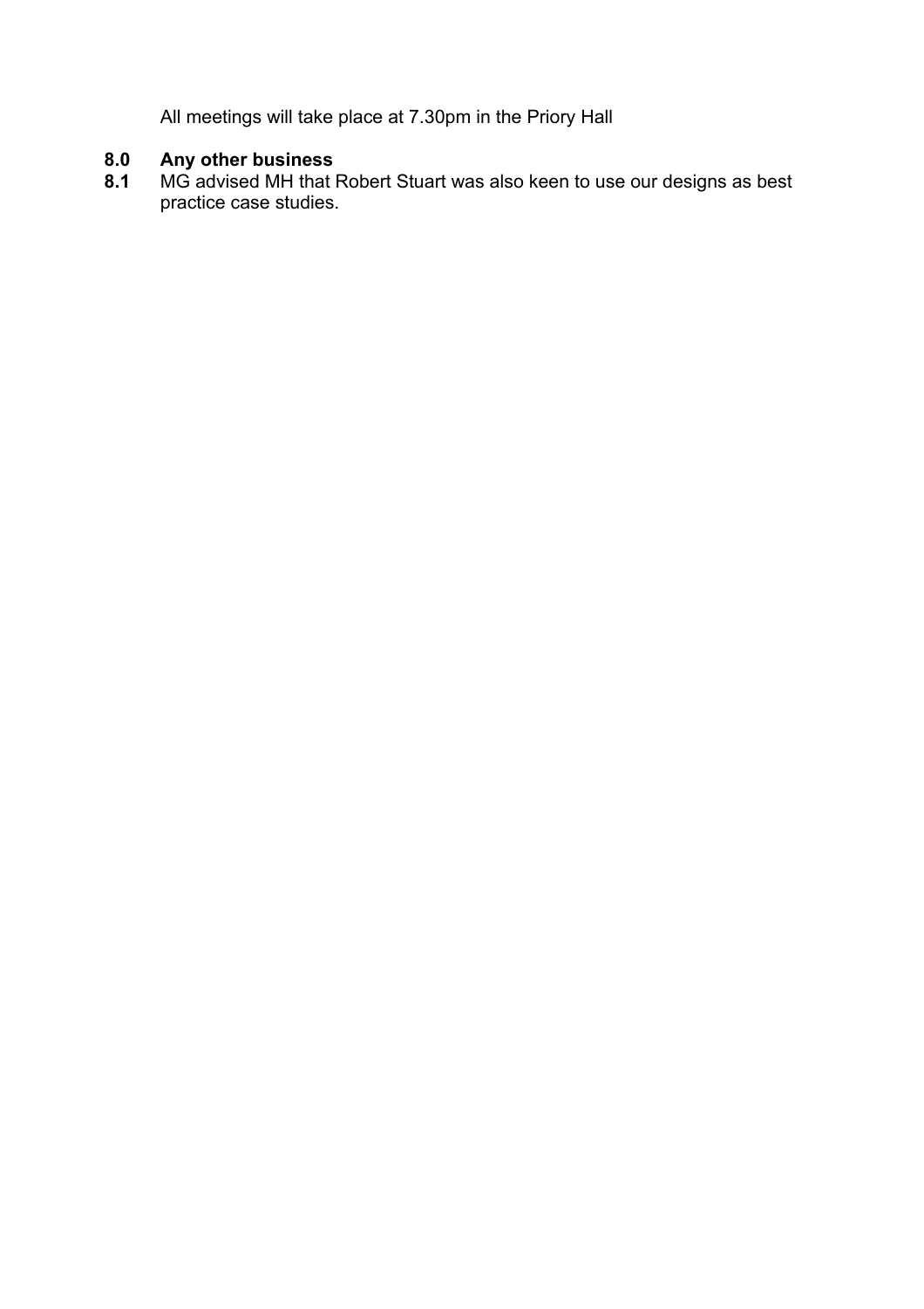All meetings will take place at 7.30pm in the Priory Hall

**8.0 Any other business**

**8.1** MG advised MH that Robert Stuart was also keen to use our designs as best practice case studies.